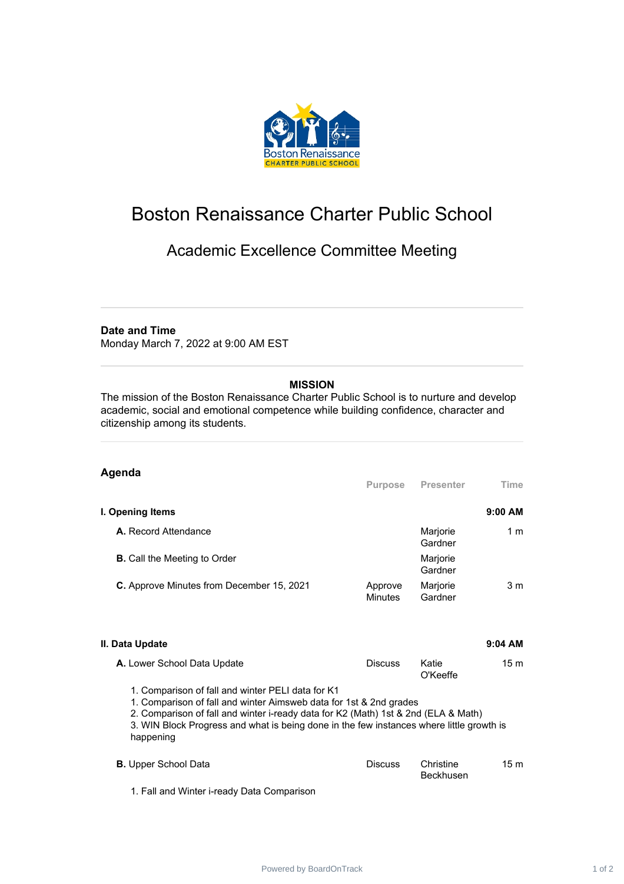# Boston Renaissance Charter Public School

## Academic Excellence Committee Meeting

**Date and Time**
Monday March 7, 2022 at 9:00 AM EST

**MISSION**

The mission of the Boston Renaissance Charter Public School is to nurture and develop academic, social and emotional competence while building confidence, character and citizenship among its students.

## Agenda

| | Purpose | Presenter | Time |
|---|---|---|---|
| **I. Opening Items** | | | **9:00 AM** |
| **A.** Record Attendance | | Marjorie Gardner | 1 m |
| **B.** Call the Meeting to Order | | Marjorie Gardner | |
| **C.** Approve Minutes from December 15, 2021 | Approve Minutes | Marjorie Gardner | 3 m |
| **II. Data Update** | | | **9:04 AM** |
| **A.** Lower School Data Update | Discuss | Katie O'Keeffe | 15 m |

1. Comparison of fall and winter PELI data for K1
1. Comparison of fall and winter Aimsweb data for 1st & 2nd grades
2. Comparison of fall and winter i-ready data for K2 (Math) 1st & 2nd (ELA & Math)
3. WIN Block Progress and what is being done in the few instances where little growth is happening

| | Purpose | Presenter | Time |
|---|---|---|---|
| **B.** Upper School Data | Discuss | Christine Beckhusen | 15 m |

1. Fall and Winter i-ready Data Comparison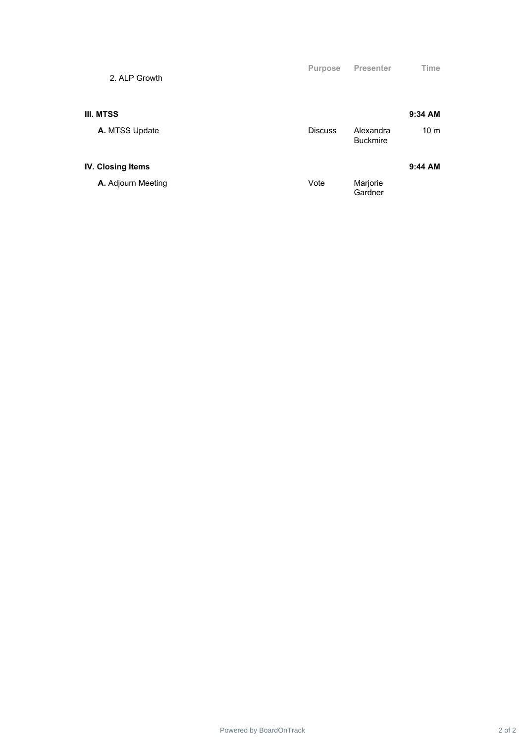| | Purpose | Presenter | Time |
|---|---|---|---|
| 2. ALP Growth | | | |
| **III. MTSS** | | | **9:34 AM** |
| **A.** MTSS Update | Discuss | Alexandra Buckmire | 10 m |
| **IV. Closing Items** | | | **9:44 AM** |
| **A.** Adjourn Meeting | Vote | Marjorie Gardner | |

Powered by BoardOnTrack